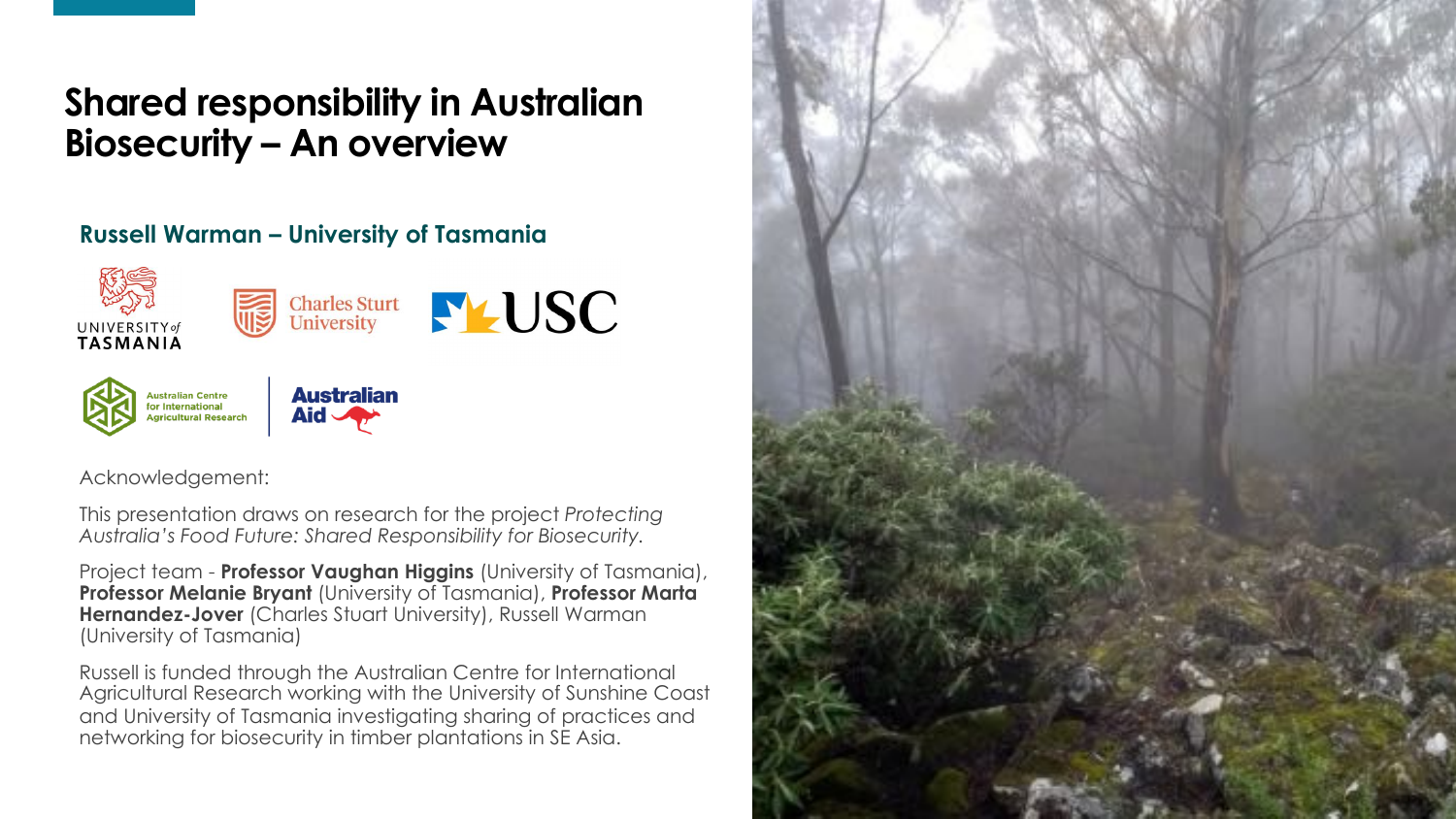# Shared responsibility in Australian Biosecurity – An overview

## Russell Warman – University of Tasmania

Acknowledgement:

This presentation draws on research for the project *Protecting Australia's Food Future: Shared Responsibility for Biosecurity.*

Project team - **Professor Vaughan Higgins** (University of Tasmania), **Professor Melanie Bryant** (University of Tasmania), **Professor Marta Hernandez-Jover** (Charles Stuart University), Russell Warman (University of Tasmania)

Russell is funded through the Australian Centre for International Agricultural Research working with the University of Sunshine Coast and University of Tasmania investigating sharing of practices and networking for biosecurity in timber plantations in SE Asia.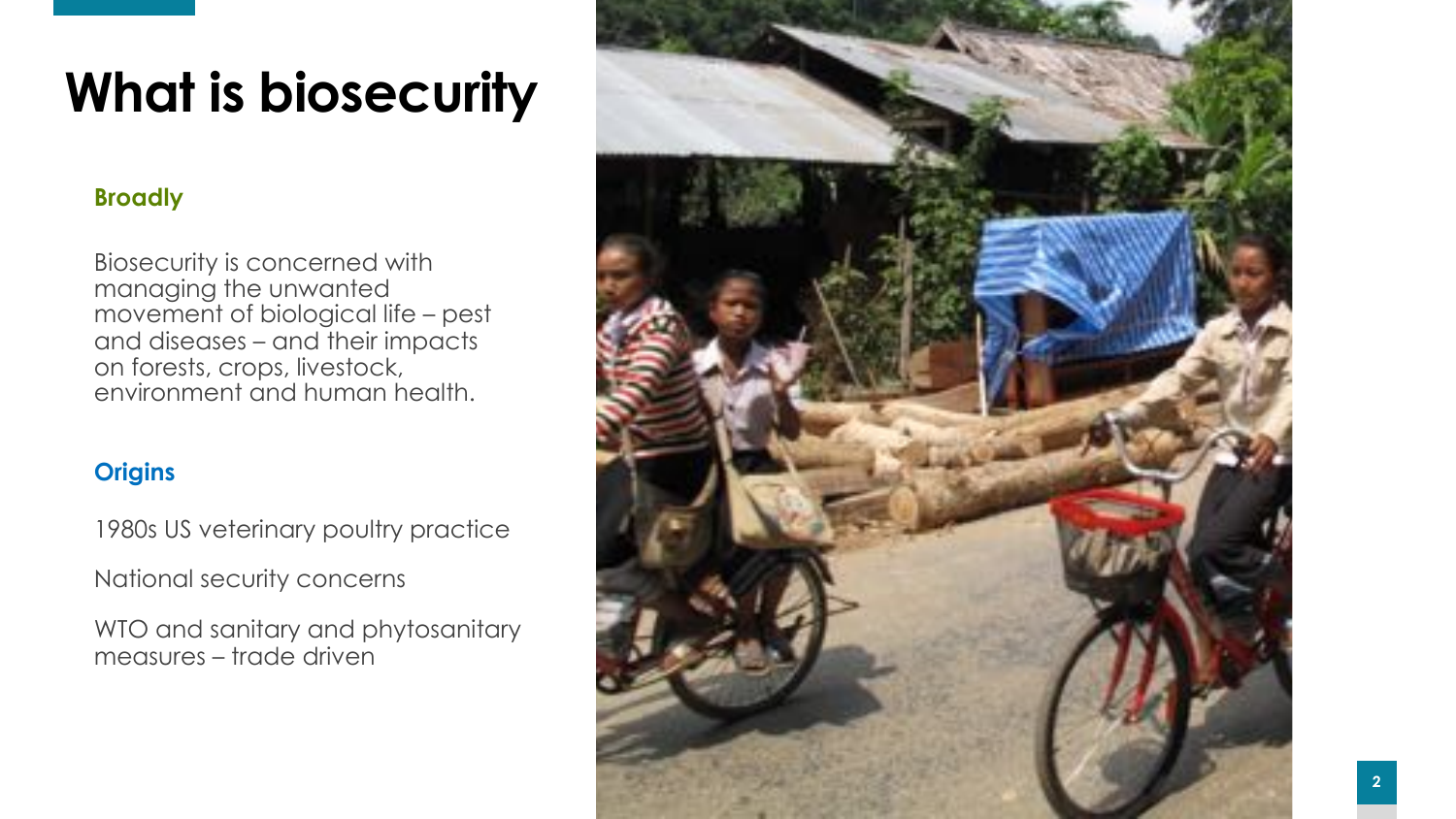# What is biosecurity

### Broadly

Biosecurity is concerned with managing the unwanted movement of biological life – pest and diseases – and their impacts on forests, crops, livestock, environment and human health.

### Origins

1980s US veterinary poultry practice

National security concerns

WTO and sanitary and phytosanitary measures – trade driven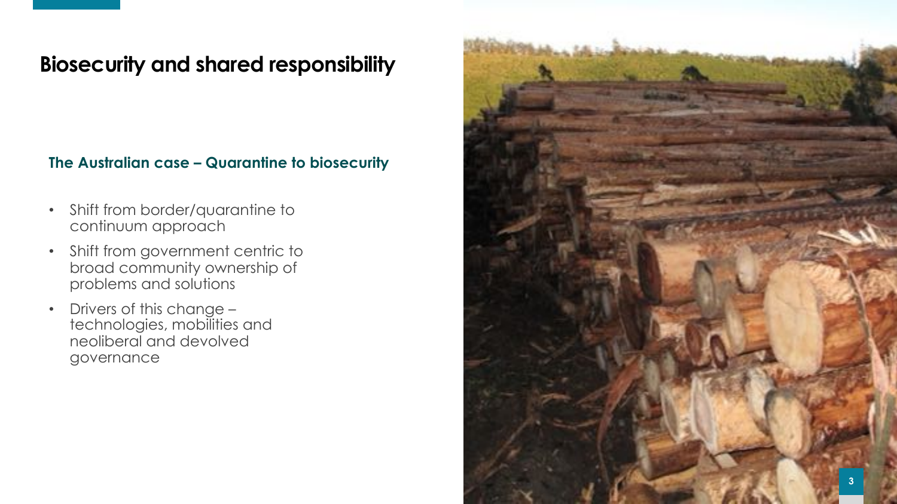# Biosecurity and shared responsibility

### The Australian case – Quarantine to biosecurity

- Shift from border/quarantine to continuum approach
- Shift from government centric to broad community ownership of problems and solutions
- Drivers of this change – technologies, mobilities and neoliberal and devolved governance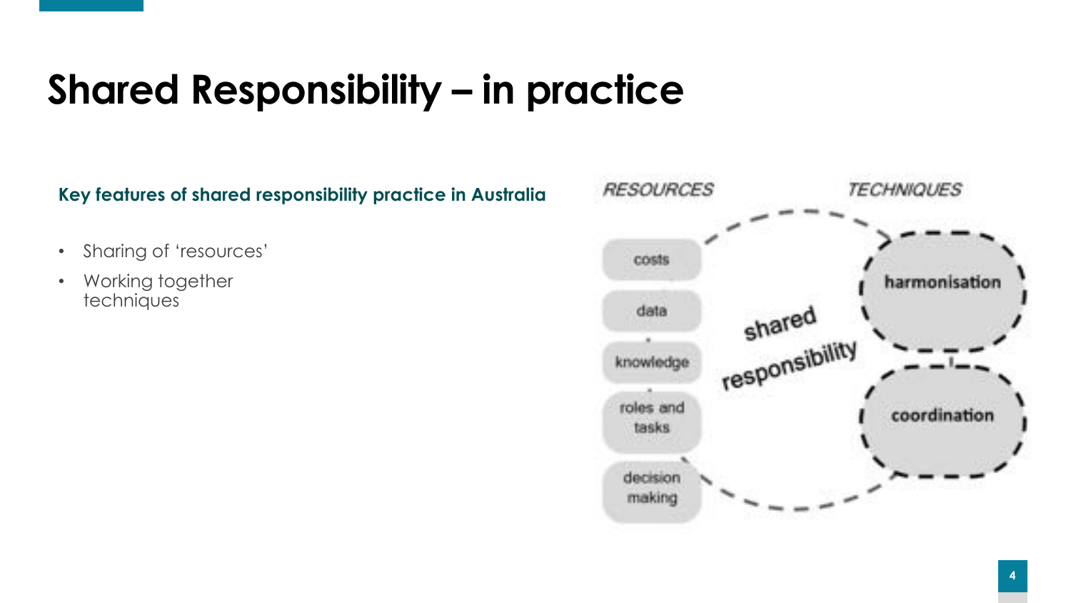# Shared Responsibility – in practice

**Key features of shared responsibility practice in Australia**

- Sharing of 'resources'
- Working together techniques

*RESOURCES*

- costs
- data
- knowledge
- roles and tasks
- decision making

shared responsibility

*TECHNIQUES*

- harmonisation
- coordination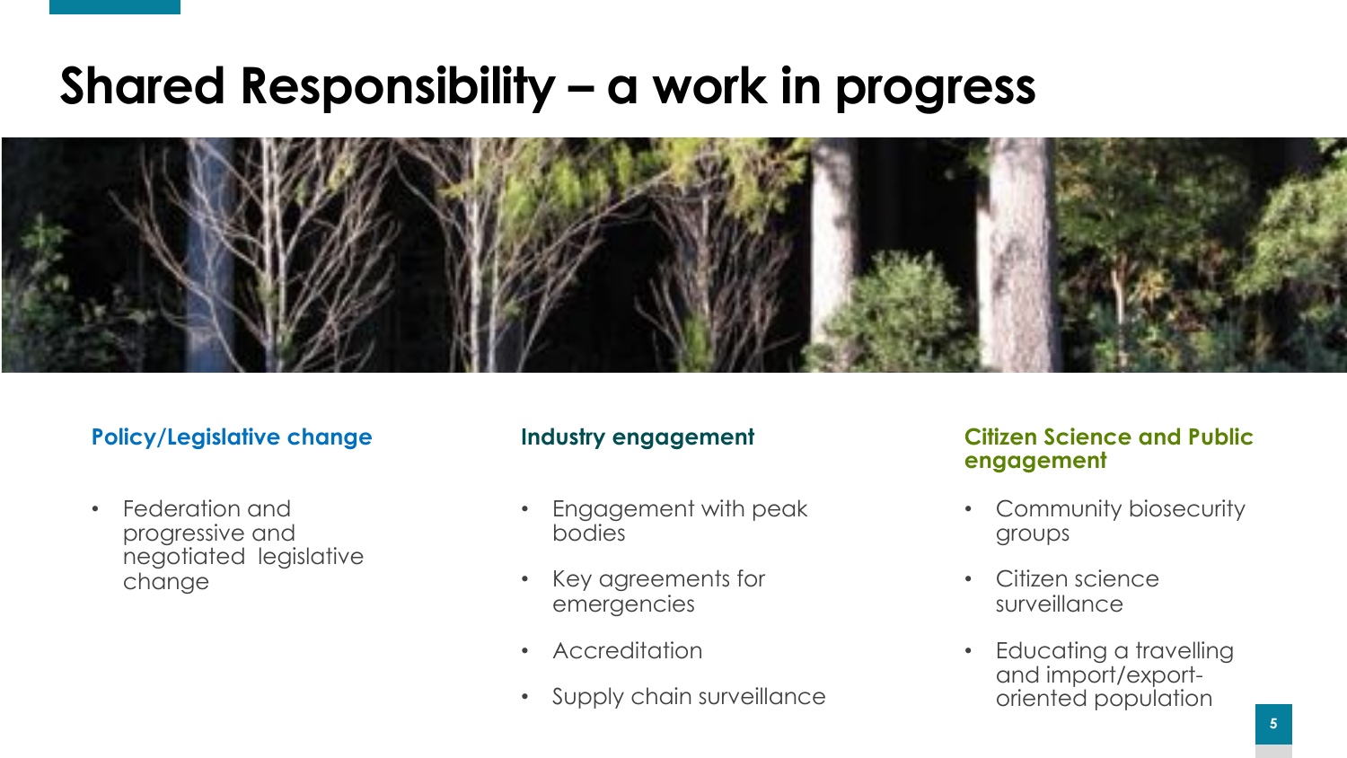# Shared Responsibility – a work in progress

### Policy/Legislative change

- Federation and progressive and negotiated legislative change

### Industry engagement

- Engagement with peak bodies
- Key agreements for emergencies
- Accreditation
- Supply chain surveillance

### Citizen Science and Public engagement

- Community biosecurity groups
- Citizen science surveillance
- Educating a travelling and import/export-oriented population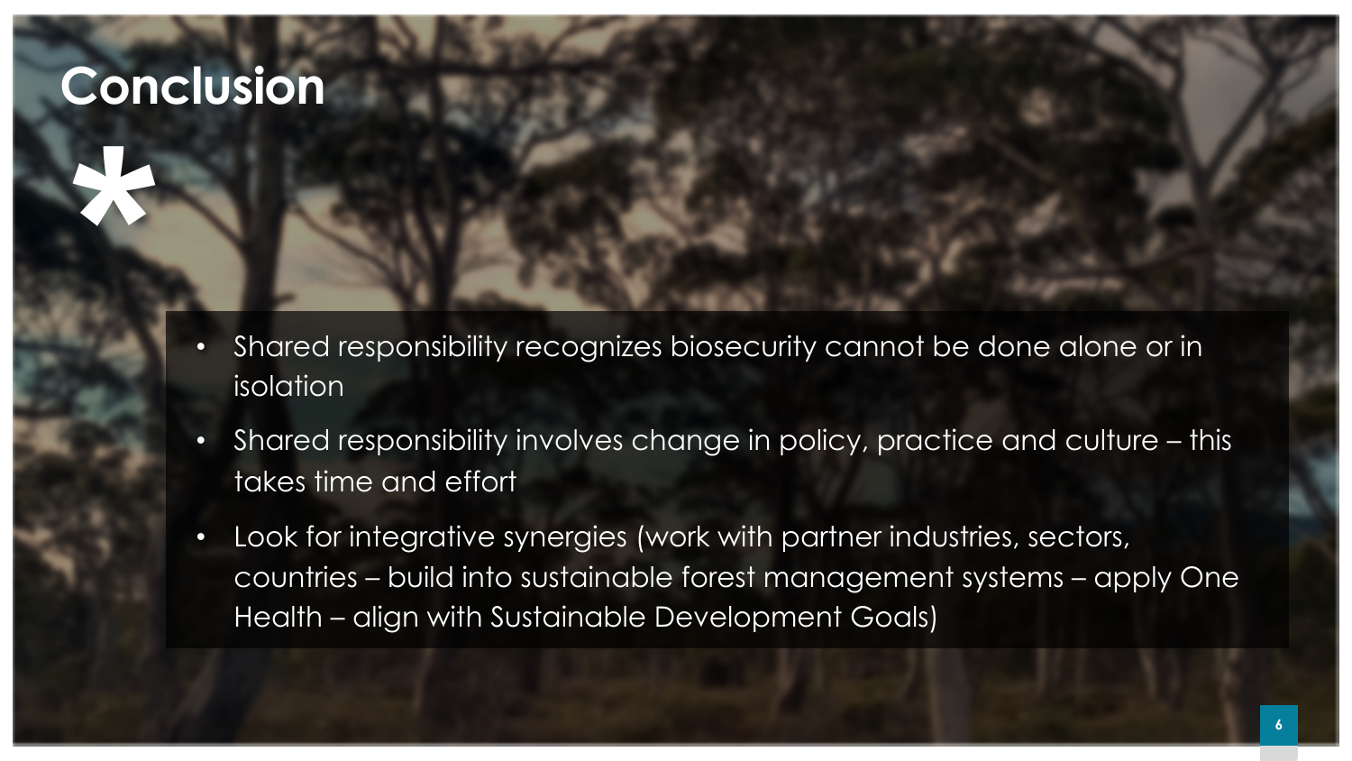# Conclusion

*

- Shared responsibility recognizes biosecurity cannot be done alone or in isolation
- Shared responsibility involves change in policy, practice and culture – this takes time and effort
- Look for integrative synergies (work with partner industries, sectors, countries – build into sustainable forest management systems – apply One Health – align with Sustainable Development Goals)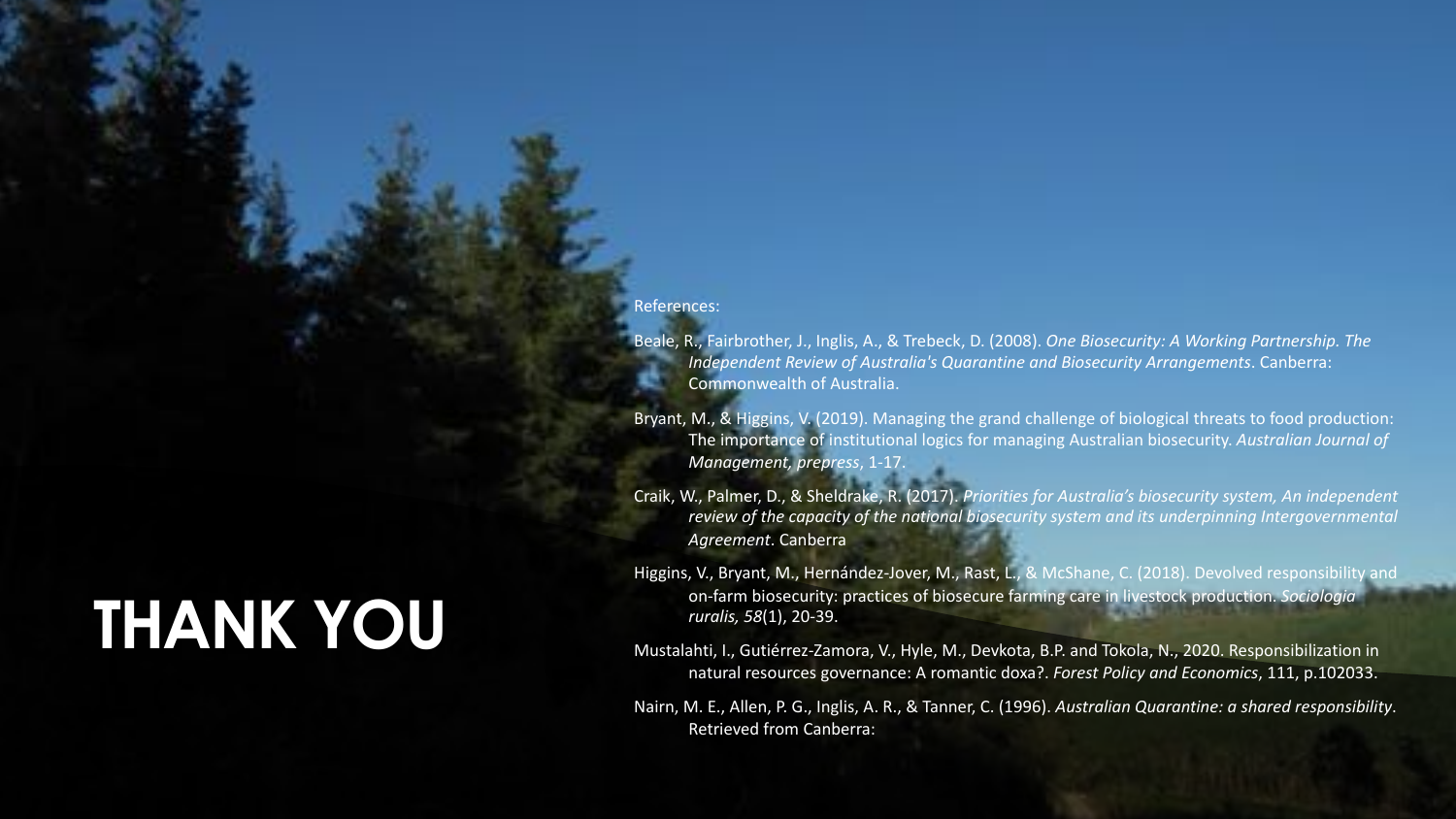# THANK YOU

References:

Beale, R., Fairbrother, J., Inglis, A., & Trebeck, D. (2008). *One Biosecurity: A Working Partnership. The Independent Review of Australia's Quarantine and Biosecurity Arrangements*. Canberra: Commonwealth of Australia.

Bryant, M., & Higgins, V. (2019). Managing the grand challenge of biological threats to food production: The importance of institutional logics for managing Australian biosecurity. *Australian Journal of Management, prepress*, 1-17.

Craik, W., Palmer, D., & Sheldrake, R. (2017). *Priorities for Australia's biosecurity system, An independent review of the capacity of the national biosecurity system and its underpinning Intergovernmental Agreement*. Canberra

Higgins, V., Bryant, M., Hernández-Jover, M., Rast, L., & McShane, C. (2018). Devolved responsibility and on-farm biosecurity: practices of biosecure farming care in livestock production. *Sociologia ruralis, 58*(1), 20-39.

Mustalahti, I., Gutiérrez-Zamora, V., Hyle, M., Devkota, B.P. and Tokola, N., 2020. Responsibilization in natural resources governance: A romantic doxa?. *Forest Policy and Economics*, 111, p.102033.

Nairn, M. E., Allen, P. G., Inglis, A. R., & Tanner, C. (1996). *Australian Quarantine: a shared responsibility*. Retrieved from Canberra: